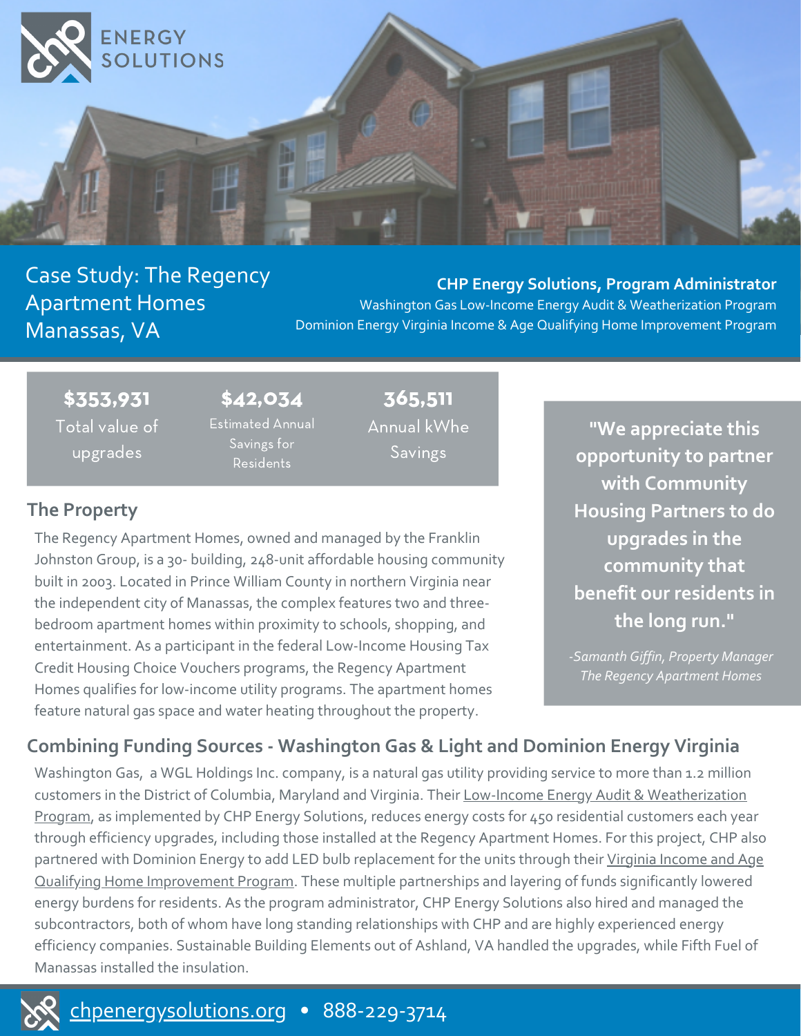ENERGY SOLUTIONS

# Case Study: The Regency Apartment Homes Manassas, VA

**CHP Energy Solutions, Program Administrator**
Washington Gas Low-Income Energy Audit & Weatherization Program
Dominion Energy Virginia Income & Age Qualifying Home Improvement Program

| $353,931 | $42,034 | 365,511 |
|---|---|---|
| Total value of upgrades | Estimated Annual Savings for Residents | Annual kWhe Savings |

> **"We appreciate this opportunity to partner with Community Housing Partners to do upgrades in the community that benefit our residents in the long run."**
>
> *-Samanth Giffin, Property Manager*
> *The Regency Apartment Homes*

## The Property

The Regency Apartment Homes, owned and managed by the Franklin Johnston Group, is a 30- building, 248-unit affordable housing community built in 2003. Located in Prince William County in northern Virginia near the independent city of Manassas, the complex features two and three-bedroom apartment homes within proximity to schools, shopping, and entertainment. As a participant in the federal Low-Income Housing Tax Credit Housing Choice Vouchers programs, the Regency Apartment Homes qualifies for low-income utility programs. The apartment homes feature natural gas space and water heating throughout the property.

## Combining Funding Sources - Washington Gas & Light and Dominion Energy Virginia

Washington Gas, a WGL Holdings Inc. company, is a natural gas utility providing service to more than 1.2 million customers in the District of Columbia, Maryland and Virginia. Their Low-Income Energy Audit & Weatherization Program, as implemented by CHP Energy Solutions, reduces energy costs for 450 residential customers each year through efficiency upgrades, including those installed at the Regency Apartment Homes. For this project, CHP also partnered with Dominion Energy to add LED bulb replacement for the units through their Virginia Income and Age Qualifying Home Improvement Program. These multiple partnerships and layering of funds significantly lowered energy burdens for residents. As the program administrator, CHP Energy Solutions also hired and managed the subcontractors, both of whom have long standing relationships with CHP and are highly experienced energy efficiency companies. Sustainable Building Elements out of Ashland, VA handled the upgrades, while Fifth Fuel of Manassas installed the insulation.

chpenergysolutions.org • 888-229-3714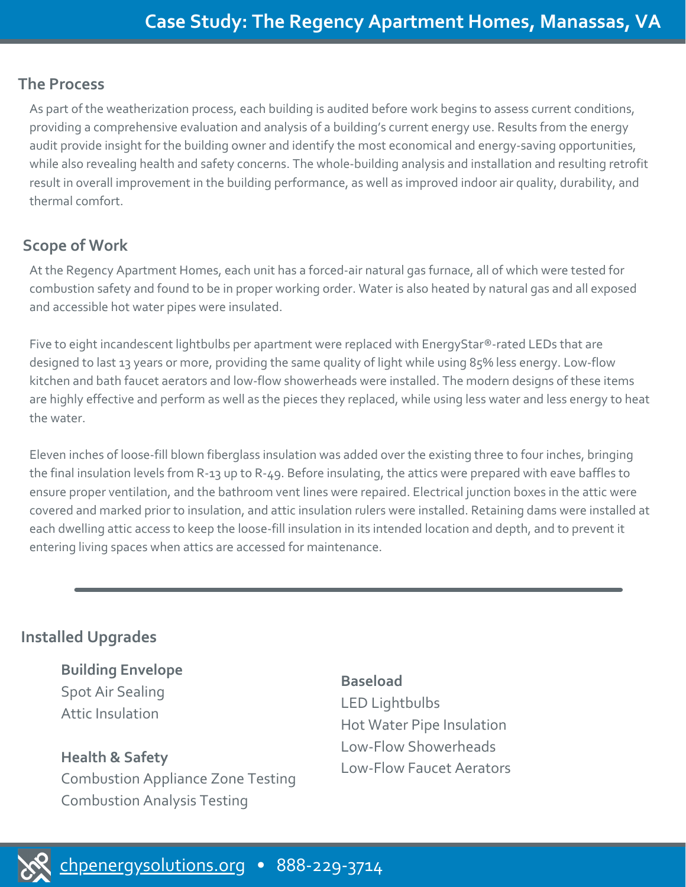# Case Study: The Regency Apartment Homes, Manassas, VA

## The Process

As part of the weatherization process, each building is audited before work begins to assess current conditions, providing a comprehensive evaluation and analysis of a building's current energy use. Results from the energy audit provide insight for the building owner and identify the most economical and energy-saving opportunities, while also revealing health and safety concerns. The whole-building analysis and installation and resulting retrofit result in overall improvement in the building performance, as well as improved indoor air quality, durability, and thermal comfort.

## Scope of Work

At the Regency Apartment Homes, each unit has a forced-air natural gas furnace, all of which were tested for combustion safety and found to be in proper working order. Water is also heated by natural gas and all exposed and accessible hot water pipes were insulated.

Five to eight incandescent lightbulbs per apartment were replaced with EnergyStar®-rated LEDs that are designed to last 13 years or more, providing the same quality of light while using 85% less energy. Low-flow kitchen and bath faucet aerators and low-flow showerheads were installed. The modern designs of these items are highly effective and perform as well as the pieces they replaced, while using less water and less energy to heat the water.

Eleven inches of loose-fill blown fiberglass insulation was added over the existing three to four inches, bringing the final insulation levels from R-13 up to R-49. Before insulating, the attics were prepared with eave baffles to ensure proper ventilation, and the bathroom vent lines were repaired. Electrical junction boxes in the attic were covered and marked prior to insulation, and attic insulation rulers were installed. Retaining dams were installed at each dwelling attic access to keep the loose-fill insulation in its intended location and depth, and to prevent it entering living spaces when attics are accessed for maintenance.

---

## Installed Upgrades

**Building Envelope**
Spot Air Sealing
Attic Insulation

**Health & Safety**
Combustion Appliance Zone Testing
Combustion Analysis Testing

**Baseload**
LED Lightbulbs
Hot Water Pipe Insulation
Low-Flow Showerheads
Low-Flow Faucet Aerators

chpenergysolutions.org • 888-229-3714